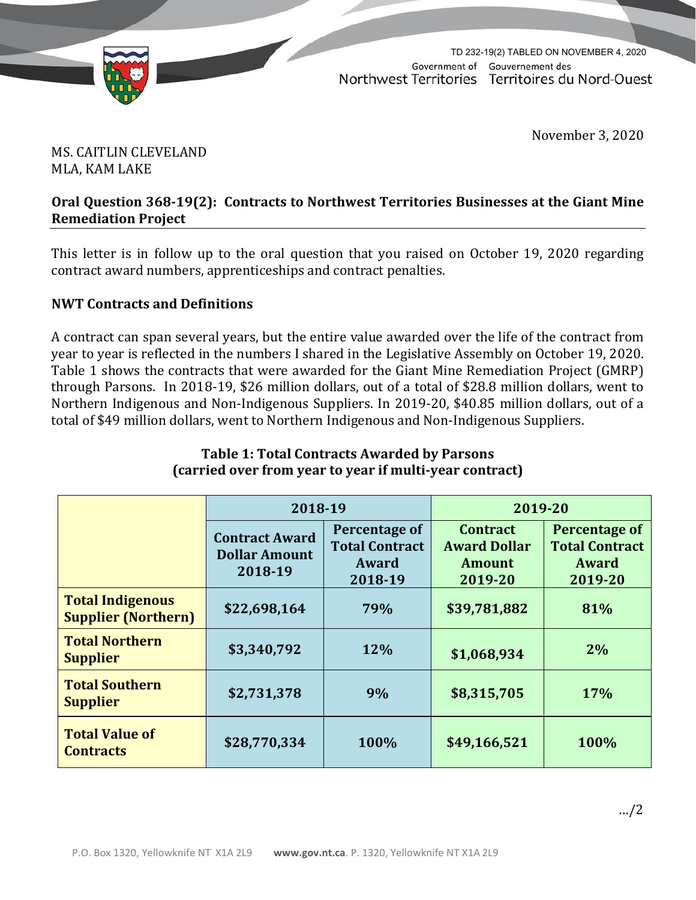TD 232-19(2) TABLED ON NOVEMBER 4, 2020

Government of Northwest Territories
Gouvernement des Territoires du Nord-Ouest

November 3, 2020

MS. CAITLIN CLEVELAND
MLA, KAM LAKE

**Oral Question 368-19(2): Contracts to Northwest Territories Businesses at the Giant Mine Remediation Project**

This letter is in follow up to the oral question that you raised on October 19, 2020 regarding contract award numbers, apprenticeships and contract penalties.

**NWT Contracts and Definitions**

A contract can span several years, but the entire value awarded over the life of the contract from year to year is reflected in the numbers I shared in the Legislative Assembly on October 19, 2020. Table 1 shows the contracts that were awarded for the Giant Mine Remediation Project (GMRP) through Parsons. In 2018-19, $26 million dollars, out of a total of $28.8 million dollars, went to Northern Indigenous and Non-Indigenous Suppliers. In 2019-20, $40.85 million dollars, out of a total of $49 million dollars, went to Northern Indigenous and Non-Indigenous Suppliers.

**Table 1: Total Contracts Awarded by Parsons (carried over from year to year if multi-year contract)**

| | 2018-19 | | 2019-20 | |
|---|---|---|---|---|
| | **Contract Award Dollar Amount 2018-19** | **Percentage of Total Contract Award 2018-19** | **Contract Award Dollar Amount 2019-20** | **Percentage of Total Contract Award 2019-20** |
| **Total Indigenous Supplier (Northern)** | **$22,698,164** | **79%** | **$39,781,882** | **81%** |
| **Total Northern Supplier** | **$3,340,792** | **12%** | **$1,068,934** | **2%** |
| **Total Southern Supplier** | **$2,731,378** | **9%** | **$8,315,705** | **17%** |
| **Total Value of Contracts** | **$28,770,334** | **100%** | **$49,166,521** | **100%** |

…/2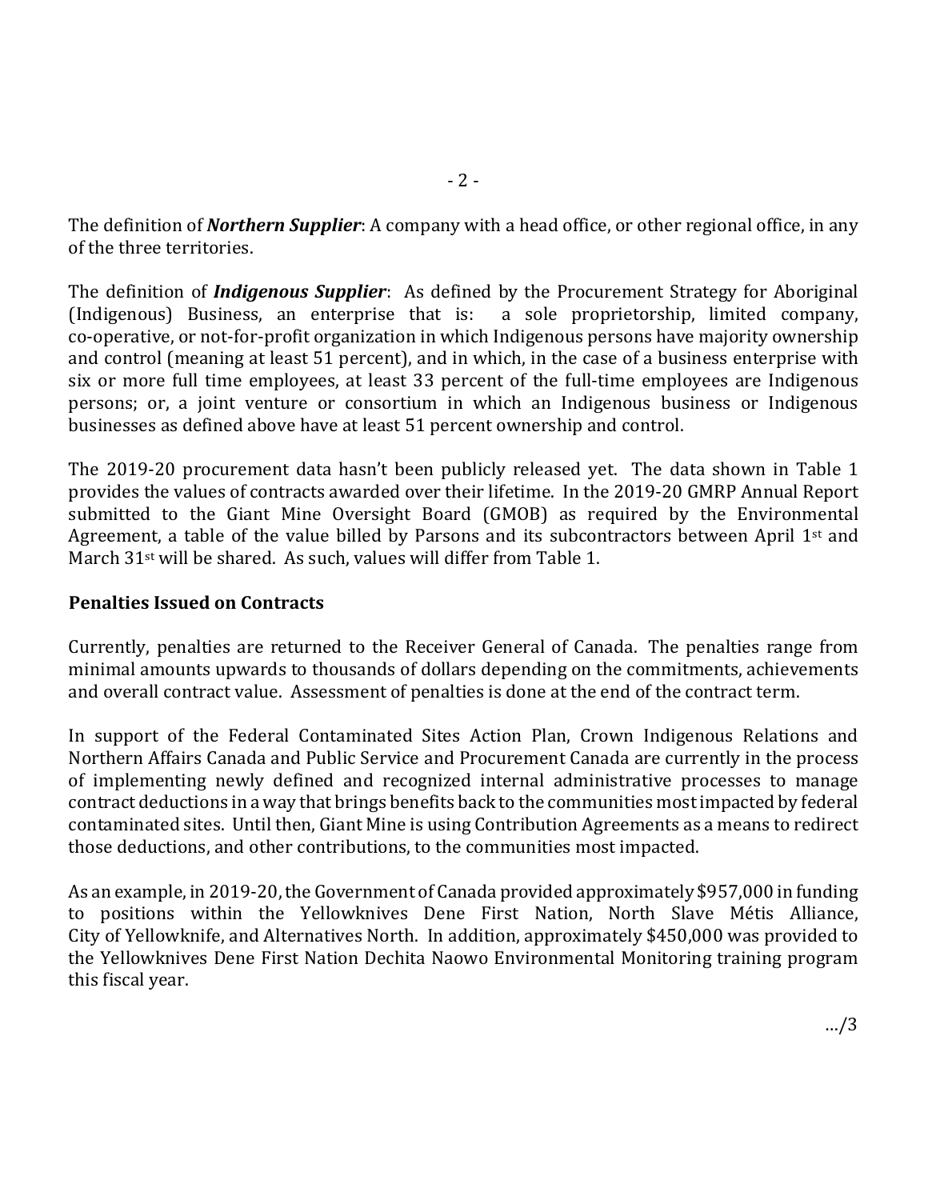The definition of ***Northern Supplier***: A company with a head office, or other regional office, in any of the three territories.

The definition of ***Indigenous Supplier***: As defined by the Procurement Strategy for Aboriginal (Indigenous) Business, an enterprise that is: a sole proprietorship, limited company, co-operative, or not-for-profit organization in which Indigenous persons have majority ownership and control (meaning at least 51 percent), and in which, in the case of a business enterprise with six or more full time employees, at least 33 percent of the full-time employees are Indigenous persons; or, a joint venture or consortium in which an Indigenous business or Indigenous businesses as defined above have at least 51 percent ownership and control.

The 2019-20 procurement data hasn't been publicly released yet. The data shown in Table 1 provides the values of contracts awarded over their lifetime. In the 2019-20 GMRP Annual Report submitted to the Giant Mine Oversight Board (GMOB) as required by the Environmental Agreement, a table of the value billed by Parsons and its subcontractors between April 1st and March 31st will be shared. As such, values will differ from Table 1.

**Penalties Issued on Contracts**

Currently, penalties are returned to the Receiver General of Canada. The penalties range from minimal amounts upwards to thousands of dollars depending on the commitments, achievements and overall contract value. Assessment of penalties is done at the end of the contract term.

In support of the Federal Contaminated Sites Action Plan, Crown Indigenous Relations and Northern Affairs Canada and Public Service and Procurement Canada are currently in the process of implementing newly defined and recognized internal administrative processes to manage contract deductions in a way that brings benefits back to the communities most impacted by federal contaminated sites. Until then, Giant Mine is using Contribution Agreements as a means to redirect those deductions, and other contributions, to the communities most impacted.

As an example, in 2019-20, the Government of Canada provided approximately $957,000 in funding to positions within the Yellowknives Dene First Nation, North Slave Métis Alliance, City of Yellowknife, and Alternatives North. In addition, approximately $450,000 was provided to the Yellowknives Dene First Nation Dechita Naowo Environmental Monitoring training program this fiscal year.

…/3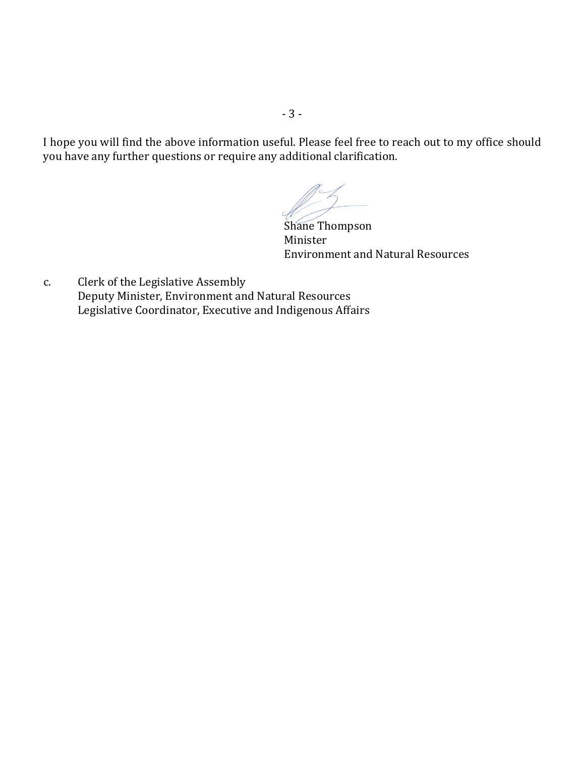I hope you will find the above information useful. Please feel free to reach out to my office should you have any further questions or require any additional clarification.

Shane Thompson
Minister
Environment and Natural Resources

c. Clerk of the Legislative Assembly
Deputy Minister, Environment and Natural Resources
Legislative Coordinator, Executive and Indigenous Affairs